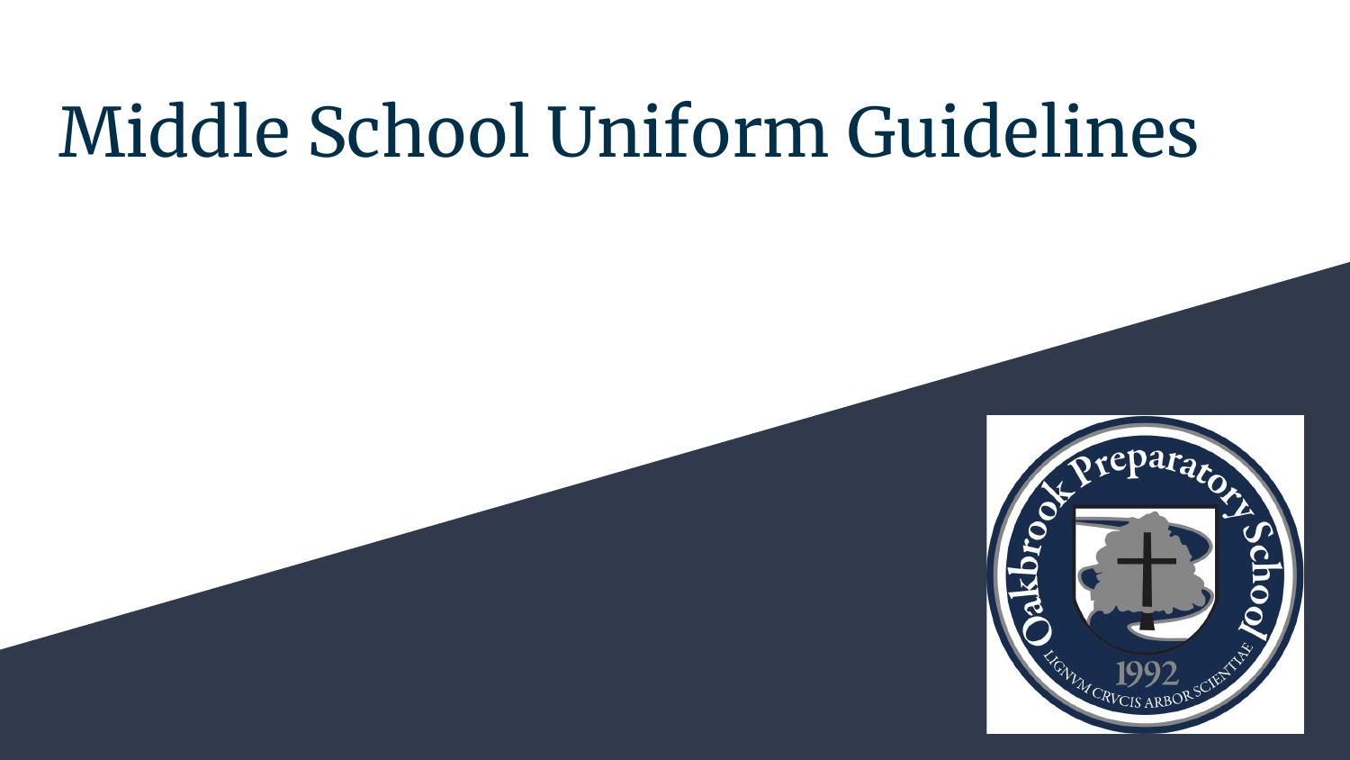# Middle School Uniform Guidelines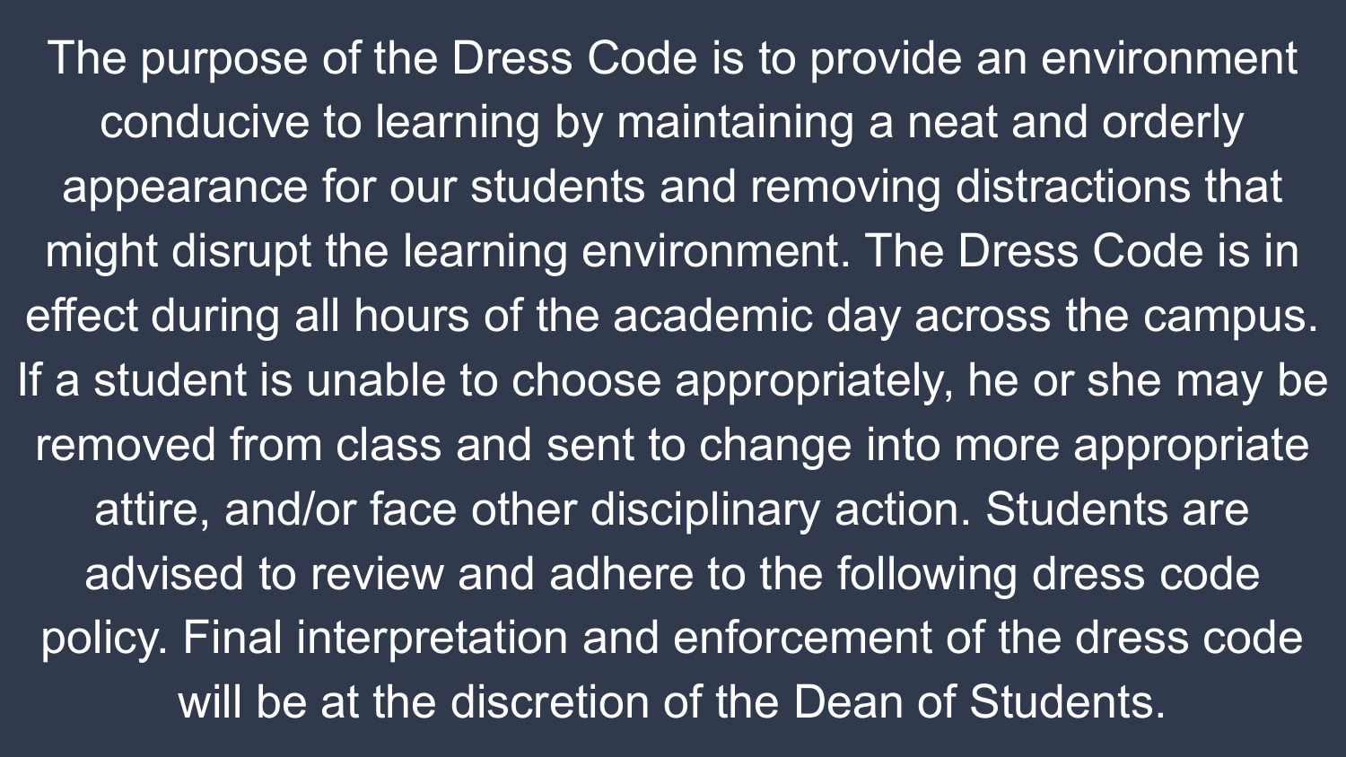The purpose of the Dress Code is to provide an environment conducive to learning by maintaining a neat and orderly appearance for our students and removing distractions that might disrupt the learning environment. The Dress Code is in effect during all hours of the academic day across the campus. If a student is unable to choose appropriately, he or she may be removed from class and sent to change into more appropriate attire, and/or face other disciplinary action. Students are advised to review and adhere to the following dress code policy. Final interpretation and enforcement of the dress code will be at the discretion of the Dean of Students.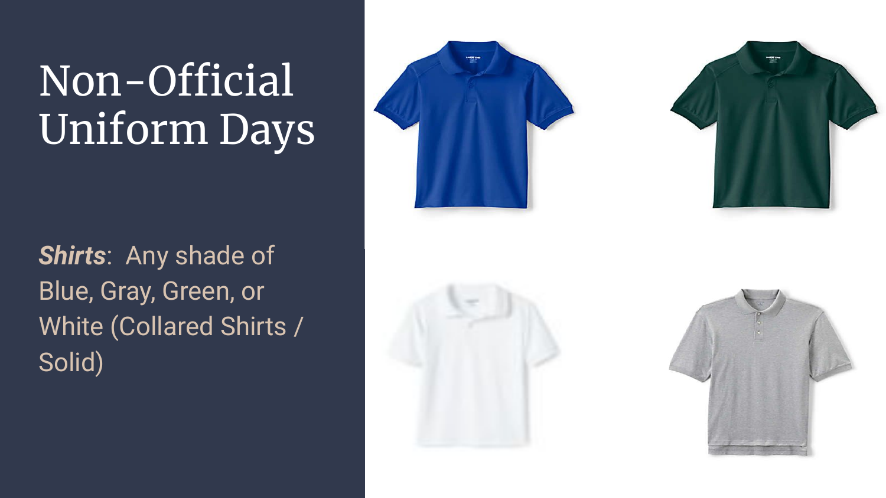# Non-Official Uniform Days

***Shirts***: Any shade of Blue, Gray, Green, or White (Collared Shirts / Solid)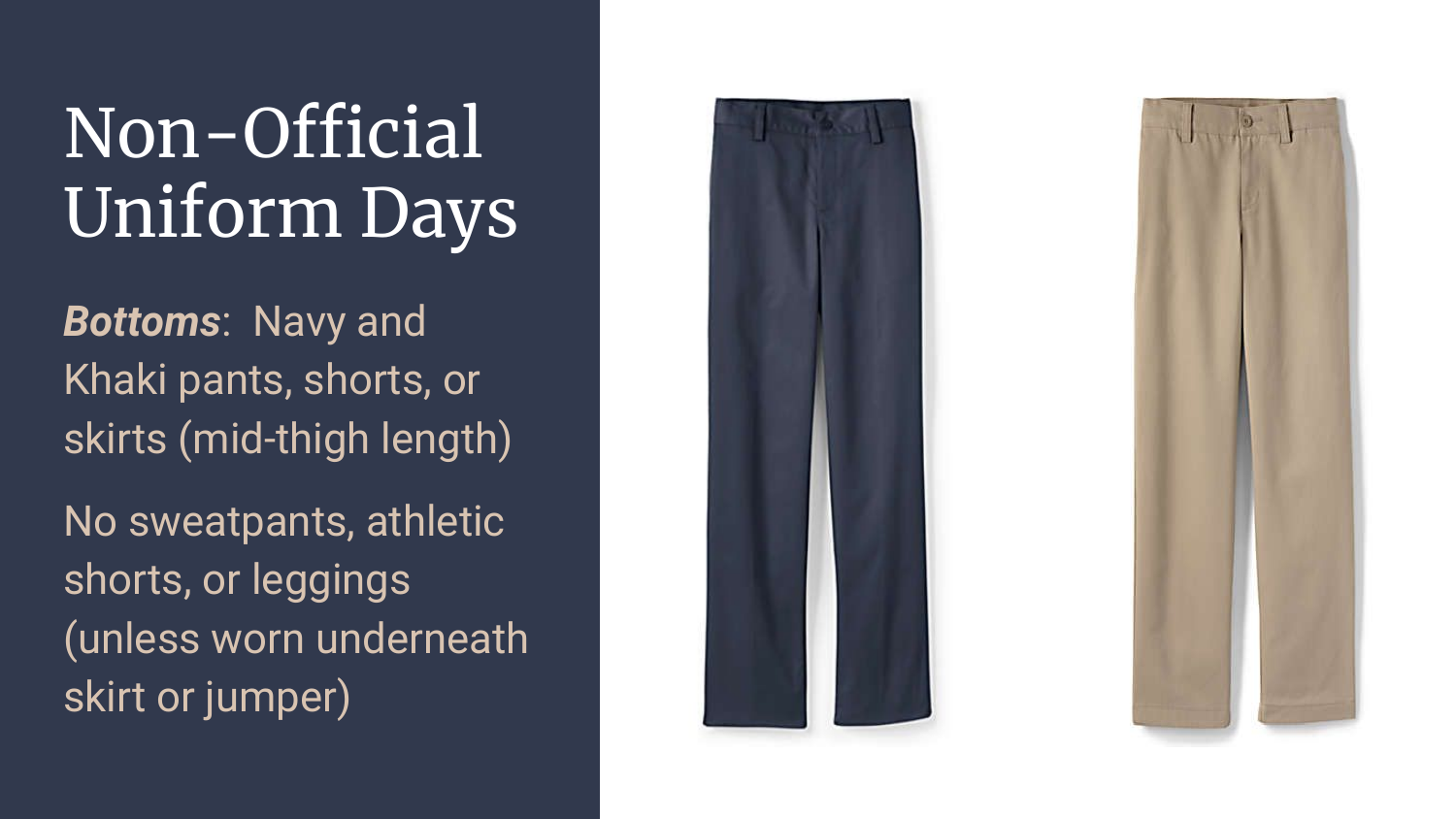# Non-Official Uniform Days

***Bottoms***: Navy and Khaki pants, shorts, or skirts (mid-thigh length)

No sweatpants, athletic shorts, or leggings (unless worn underneath skirt or jumper)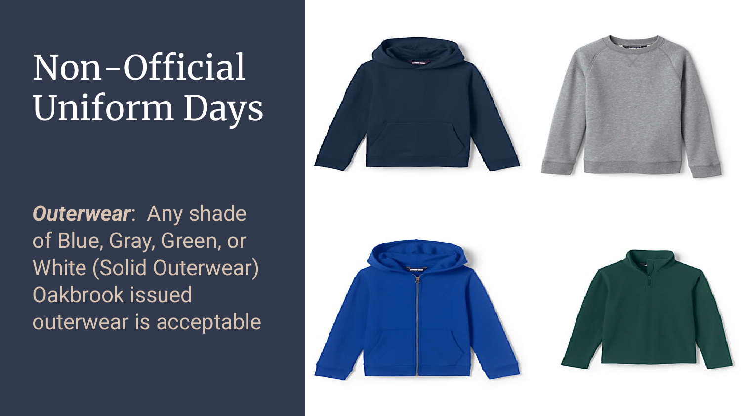# Non-Official Uniform Days

***Outerwear***: Any shade of Blue, Gray, Green, or White (Solid Outerwear) Oakbrook issued outerwear is acceptable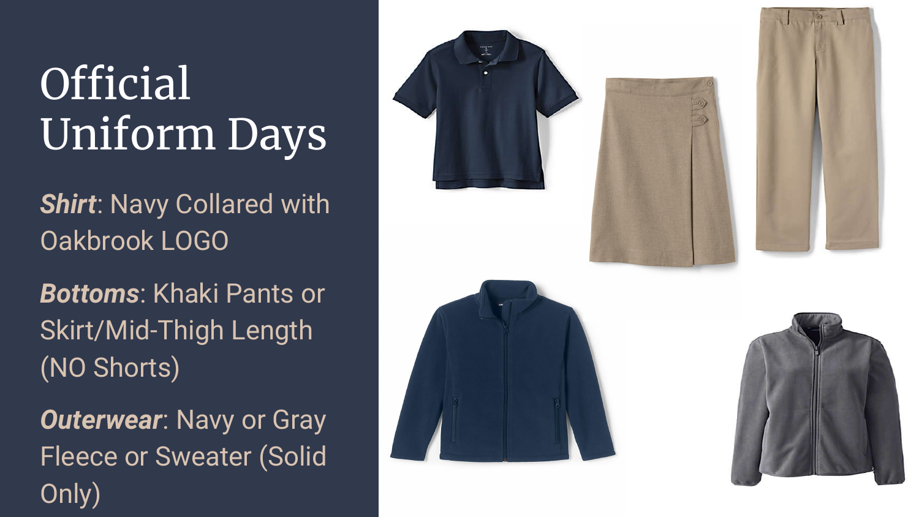# Official Uniform Days

***Shirt***: Navy Collared with Oakbrook LOGO

***Bottoms***: Khaki Pants or Skirt/Mid-Thigh Length (NO Shorts)

***Outerwear***: Navy or Gray Fleece or Sweater (Solid Only)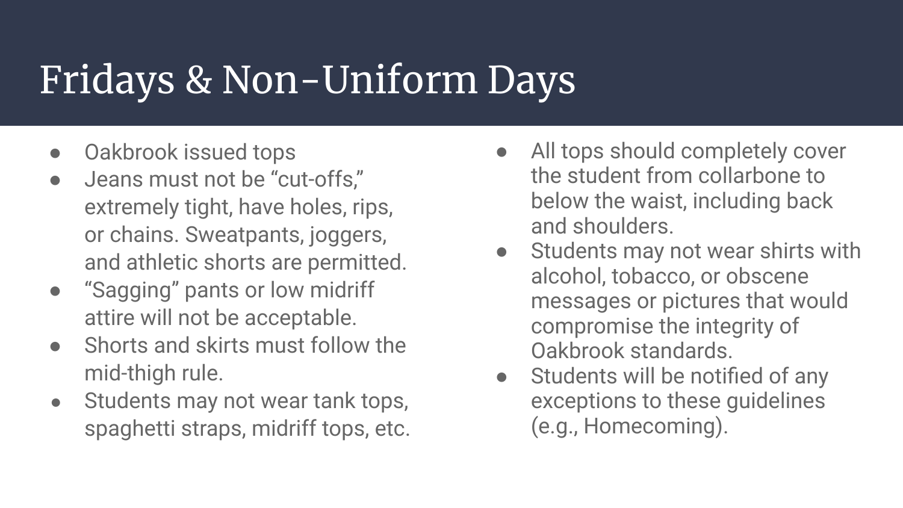# Fridays & Non-Uniform Days

- Oakbrook issued tops
- Jeans must not be “cut-offs,” extremely tight, have holes, rips, or chains. Sweatpants, joggers, and athletic shorts are permitted.
- “Sagging” pants or low midriff attire will not be acceptable.
- Shorts and skirts must follow the mid-thigh rule.
- Students may not wear tank tops, spaghetti straps, midriff tops, etc.
- All tops should completely cover the student from collarbone to below the waist, including back and shoulders.
- Students may not wear shirts with alcohol, tobacco, or obscene messages or pictures that would compromise the integrity of Oakbrook standards.
- Students will be notified of any exceptions to these guidelines (e.g., Homecoming).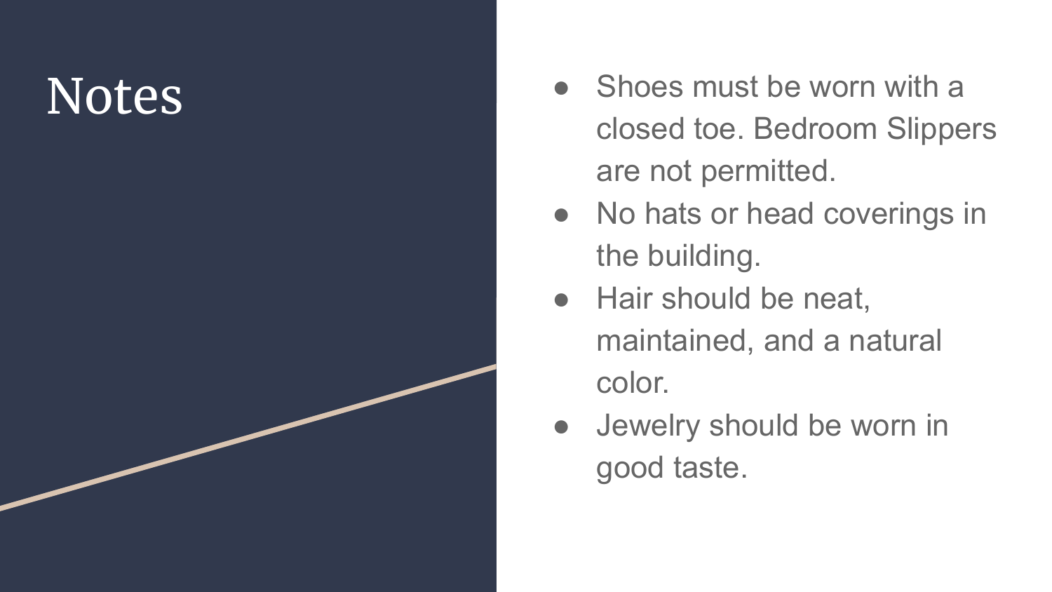# Notes

- Shoes must be worn with a closed toe. Bedroom Slippers are not permitted.
- No hats or head coverings in the building.
- Hair should be neat, maintained, and a natural color.
- Jewelry should be worn in good taste.